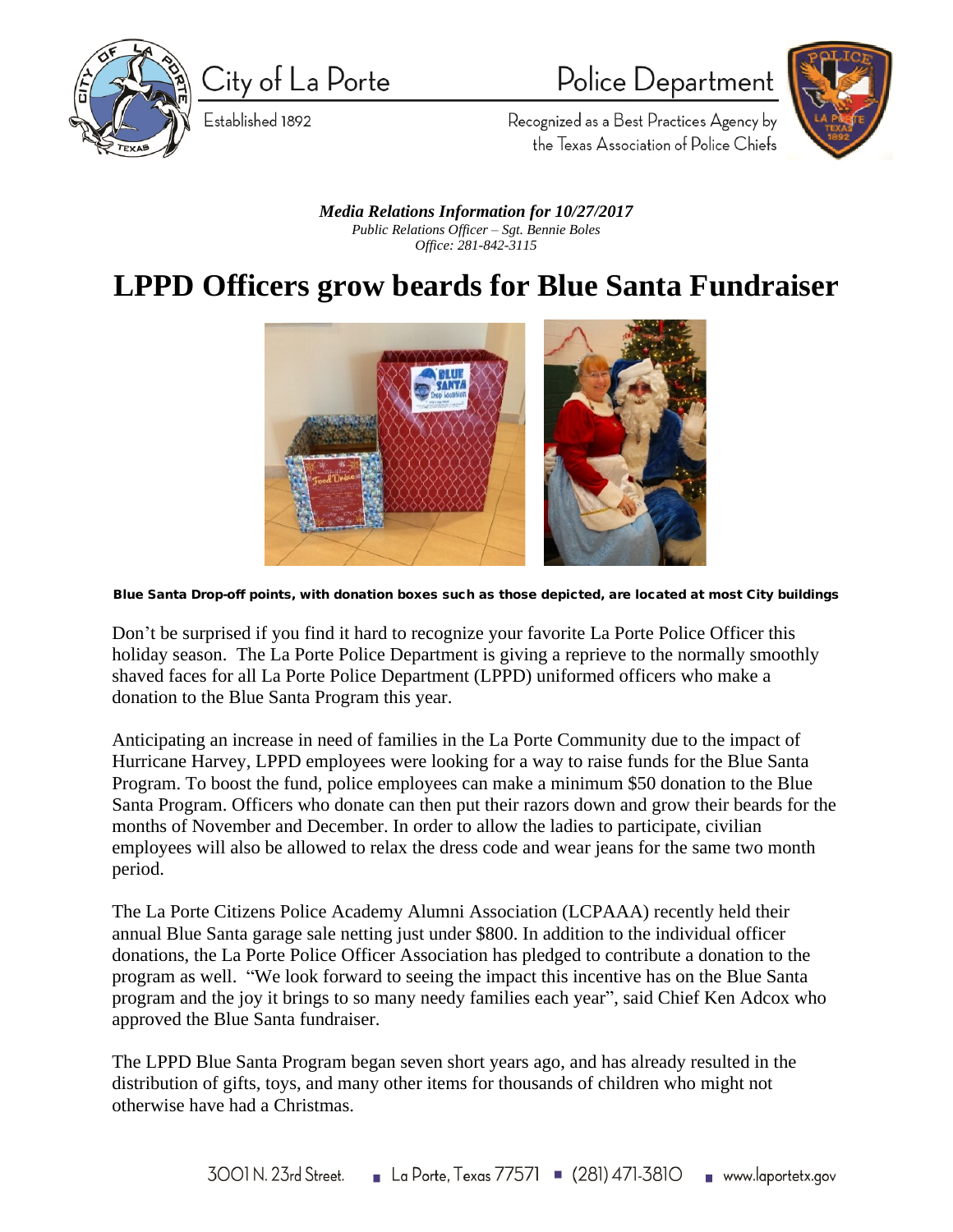City of La Porte

Established 1892

Police Department

Recognized as a Best Practices Agency by the Texas Association of Police Chiefs

***Media Relations Information for 10/27/2017***

*Public Relations Officer – Sgt. Bennie Boles*

*Office: 281-842-3115*

# LPPD Officers grow beards for Blue Santa Fundraiser

**Blue Santa Drop-off points, with donation boxes such as those depicted, are located at most City buildings**

Don't be surprised if you find it hard to recognize your favorite La Porte Police Officer this holiday season. The La Porte Police Department is giving a reprieve to the normally smoothly shaved faces for all La Porte Police Department (LPPD) uniformed officers who make a donation to the Blue Santa Program this year.

Anticipating an increase in need of families in the La Porte Community due to the impact of Hurricane Harvey, LPPD employees were looking for a way to raise funds for the Blue Santa Program. To boost the fund, police employees can make a minimum $50 donation to the Blue Santa Program. Officers who donate can then put their razors down and grow their beards for the months of November and December. In order to allow the ladies to participate, civilian employees will also be allowed to relax the dress code and wear jeans for the same two month period.

The La Porte Citizens Police Academy Alumni Association (LCPAAA) recently held their annual Blue Santa garage sale netting just under $800. In addition to the individual officer donations, the La Porte Police Officer Association has pledged to contribute a donation to the program as well. "We look forward to seeing the impact this incentive has on the Blue Santa program and the joy it brings to so many needy families each year", said Chief Ken Adcox who approved the Blue Santa fundraiser.

The LPPD Blue Santa Program began seven short years ago, and has already resulted in the distribution of gifts, toys, and many other items for thousands of children who might not otherwise have had a Christmas.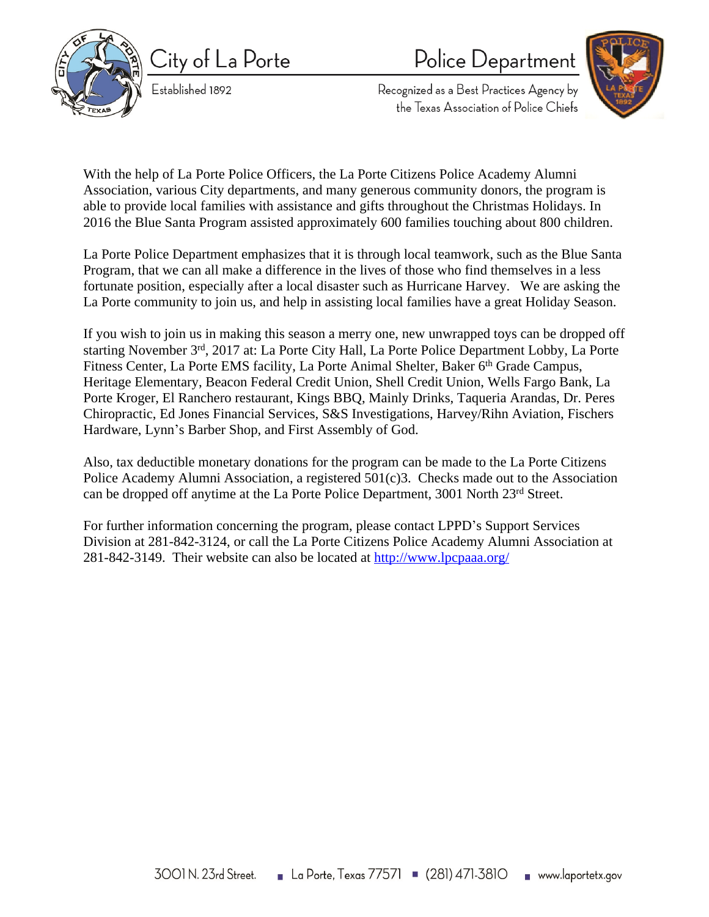With the help of La Porte Police Officers, the La Porte Citizens Police Academy Alumni Association, various City departments, and many generous community donors, the program is able to provide local families with assistance and gifts throughout the Christmas Holidays. In 2016 the Blue Santa Program assisted approximately 600 families touching about 800 children.

La Porte Police Department emphasizes that it is through local teamwork, such as the Blue Santa Program, that we can all make a difference in the lives of those who find themselves in a less fortunate position, especially after a local disaster such as Hurricane Harvey. We are asking the La Porte community to join us, and help in assisting local families have a great Holiday Season.

If you wish to join us in making this season a merry one, new unwrapped toys can be dropped off starting November 3rd, 2017 at: La Porte City Hall, La Porte Police Department Lobby, La Porte Fitness Center, La Porte EMS facility, La Porte Animal Shelter, Baker 6th Grade Campus, Heritage Elementary, Beacon Federal Credit Union, Shell Credit Union, Wells Fargo Bank, La Porte Kroger, El Ranchero restaurant, Kings BBQ, Mainly Drinks, Taqueria Arandas, Dr. Peres Chiropractic, Ed Jones Financial Services, S&S Investigations, Harvey/Rihn Aviation, Fischers Hardware, Lynn's Barber Shop, and First Assembly of God.

Also, tax deductible monetary donations for the program can be made to the La Porte Citizens Police Academy Alumni Association, a registered 501(c)3. Checks made out to the Association can be dropped off anytime at the La Porte Police Department, 3001 North 23rd Street.

For further information concerning the program, please contact LPPD's Support Services Division at 281-842-3124, or call the La Porte Citizens Police Academy Alumni Association at 281-842-3149. Their website can also be located at [http://www.lpcpaaa.org/](http://www.lpcpaaa.org/)